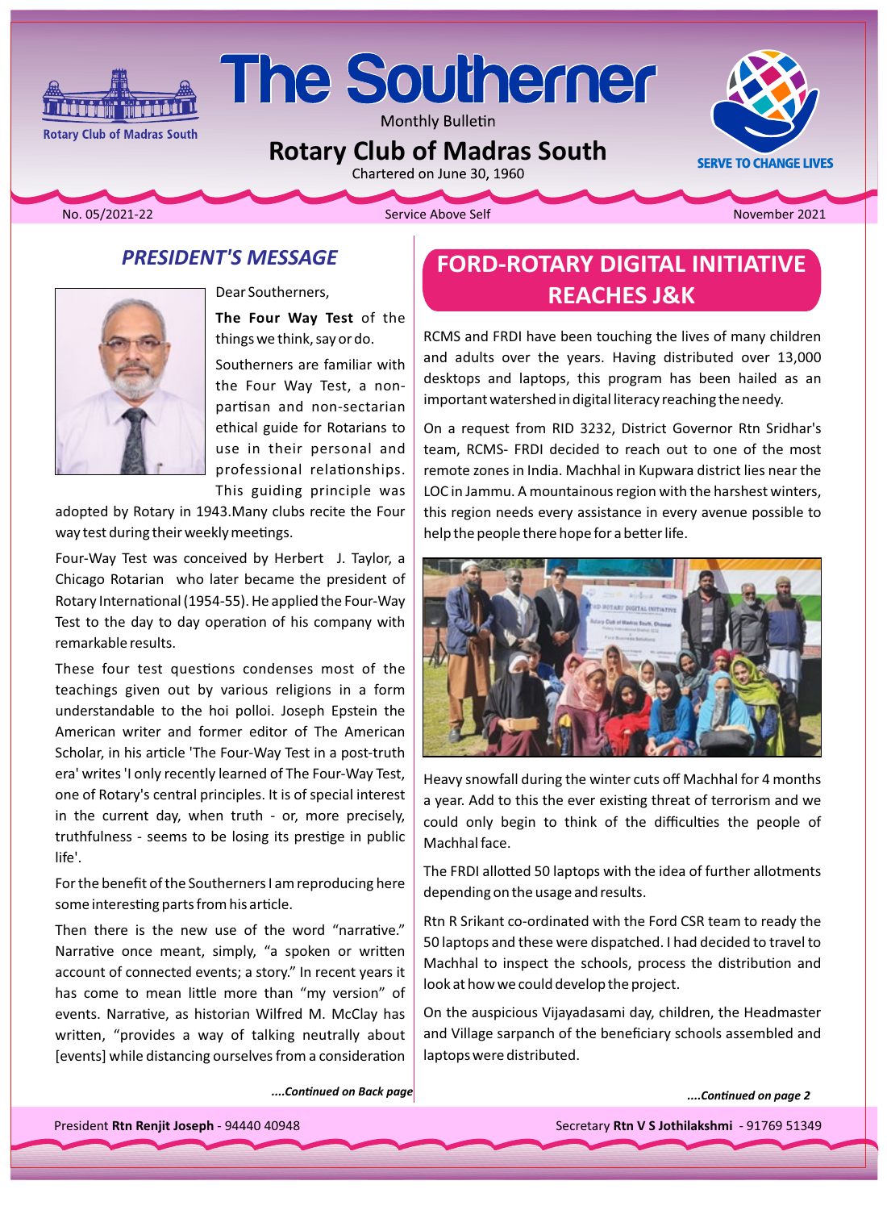# The Southerner

Monthly Bulletin

**Rotary Club of Madras South**

Chartered on June 30, 1960

SERVE TO CHANGE LIVES

No. 05/2021-22 | Service Above Self | November 2021

## *PRESIDENT'S MESSAGE*

Dear Southerners,

**The Four Way Test** of the things we think, say or do.

Southerners are familiar with the Four Way Test, a non-partisan and non-sectarian ethical guide for Rotarians to use in their personal and professional relationships. This guiding principle was adopted by Rotary in 1943.Many clubs recite the Four way test during their weekly meetings.

Four-Way Test was conceived by Herbert J. Taylor, a Chicago Rotarian who later became the president of Rotary International (1954-55). He applied the Four-Way Test to the day to day operation of his company with remarkable results.

These four test questions condenses most of the teachings given out by various religions in a form understandable to the hoi polloi. Joseph Epstein the American writer and former editor of The American Scholar, in his article 'The Four-Way Test in a post-truth era' writes 'I only recently learned of The Four-Way Test, one of Rotary's central principles. It is of special interest in the current day, when truth - or, more precisely, truthfulness - seems to be losing its prestige in public life'.

For the benefit of the Southerners I am reproducing here some interesting parts from his article.

Then there is the new use of the word "narrative." Narrative once meant, simply, "a spoken or written account of connected events; a story." In recent years it has come to mean little more than "my version" of events. Narrative, as historian Wilfred M. McClay has written, "provides a way of talking neutrally about [events] while distancing ourselves from a consideration

*....Continued on Back page*

## FORD-ROTARY DIGITAL INITIATIVE REACHES J&K

RCMS and FRDI have been touching the lives of many children and adults over the years. Having distributed over 13,000 desktops and laptops, this program has been hailed as an important watershed in digital literacy reaching the needy.

On a request from RID 3232, District Governor Rtn Sridhar's team, RCMS- FRDI decided to reach out to one of the most remote zones in India. Machhal in Kupwara district lies near the LOC in Jammu. A mountainous region with the harshest winters, this region needs every assistance in every avenue possible to help the people there hope for a better life.

Heavy snowfall during the winter cuts off Machhal for 4 months a year. Add to this the ever existing threat of terrorism and we could only begin to think of the difficulties the people of Machhal face.

The FRDI allotted 50 laptops with the idea of further allotments depending on the usage and results.

Rtn R Srikant co-ordinated with the Ford CSR team to ready the 50 laptops and these were dispatched. I had decided to travel to Machhal to inspect the schools, process the distribution and look at how we could develop the project.

On the auspicious Vijayadasami day, children, the Headmaster and Village sarpanch of the beneficiary schools assembled and laptops were distributed.

*....Continued on page 2*

President **Rtn Renjit Joseph** - 94440 40948 | Secretary **Rtn V S Jothilakshmi** - 91769 51349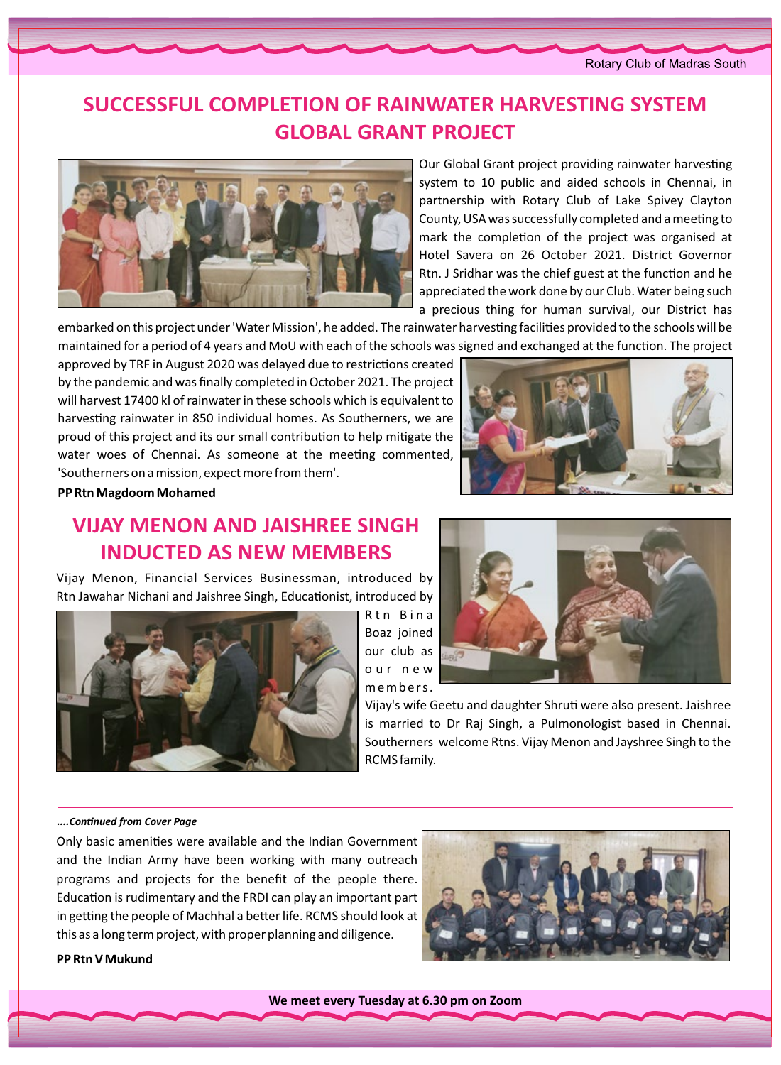## SUCCESSFUL COMPLETION OF RAINWATER HARVESTING SYSTEM GLOBAL GRANT PROJECT

Our Global Grant project providing rainwater harvesting system to 10 public and aided schools in Chennai, in partnership with Rotary Club of Lake Spivey Clayton County, USA was successfully completed and a meeting to mark the completion of the project was organised at Hotel Savera on 26 October 2021. District Governor Rtn. J Sridhar was the chief guest at the function and he appreciated the work done by our Club. Water being such a precious thing for human survival, our District has embarked on this project under 'Water Mission', he added. The rainwater harvesting facilities provided to the schools will be maintained for a period of 4 years and MoU with each of the schools was signed and exchanged at the function. The project approved by TRF in August 2020 was delayed due to restrictions created by the pandemic and was finally completed in October 2021. The project will harvest 17400 kl of rainwater in these schools which is equivalent to harvesting rainwater in 850 individual homes. As Southerners, we are proud of this project and its our small contribution to help mitigate the water woes of Chennai. As someone at the meeting commented, 'Southerners on a mission, expect more from them'.

**PP Rtn Magdoom Mohamed**

## VIJAY MENON AND JAISHREE SINGH INDUCTED AS NEW MEMBERS

Vijay Menon, Financial Services Businessman, introduced by Rtn Jawahar Nichani and Jaishree Singh, Educationist, introduced by Rtn Bina Boaz joined our club as our new members. Vijay's wife Geetu and daughter Shruti were also present. Jaishree is married to Dr Raj Singh, a Pulmonologist based in Chennai. Southerners welcome Rtns. Vijay Menon and Jayshree Singh to the RCMS family.

***....Continued from Cover Page***

Only basic amenities were available and the Indian Government and the Indian Army have been working with many outreach programs and projects for the benefit of the people there. Education is rudimentary and the FRDI can play an important part in getting the people of Machhal a better life. RCMS should look at this as a long term project, with proper planning and diligence.

**PP Rtn V Mukund**

**We meet every Tuesday at 6.30 pm on Zoom**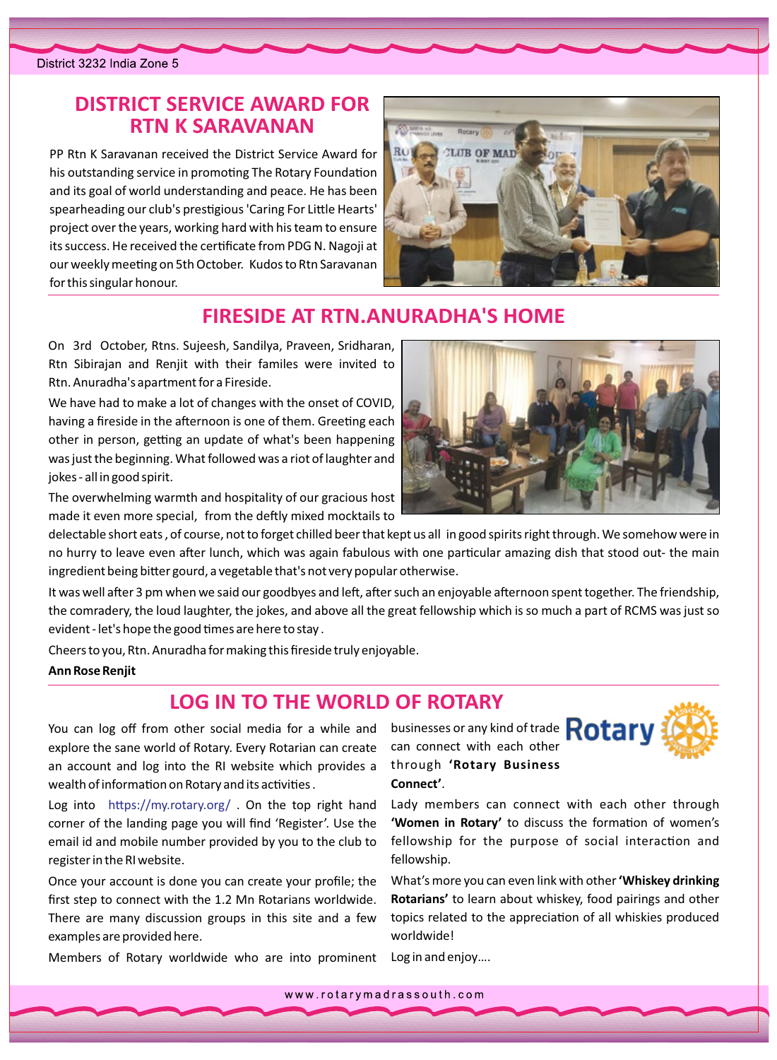## DISTRICT SERVICE AWARD FOR RTN K SARAVANAN

PP Rtn K Saravanan received the District Service Award for his outstanding service in promoting The Rotary Foundation and its goal of world understanding and peace. He has been spearheading our club's prestigious 'Caring For Little Hearts' project over the years, working hard with his team to ensure its success. He received the certificate from PDG N. Nagoji at our weekly meeting on 5th October. Kudos to Rtn Saravanan for this singular honour.

## FIRESIDE AT RTN.ANURADHA'S HOME

On 3rd October, Rtns. Sujeesh, Sandilya, Praveen, Sridharan, Rtn Sibirajan and Renjit with their familes were invited to Rtn. Anuradha's apartment for a Fireside.

We have had to make a lot of changes with the onset of COVID, having a fireside in the afternoon is one of them. Greeting each other in person, getting an update of what's been happening was just the beginning. What followed was a riot of laughter and jokes - all in good spirit.

The overwhelming warmth and hospitality of our gracious host made it even more special, from the deftly mixed mocktails to delectable short eats , of course, not to forget chilled beer that kept us all in good spirits right through. We somehow were in no hurry to leave even after lunch, which was again fabulous with one particular amazing dish that stood out- the main ingredient being bitter gourd, a vegetable that's not very popular otherwise.

It was well after 3 pm when we said our goodbyes and left, after such an enjoyable afternoon spent together. The friendship, the comradery, the loud laughter, the jokes, and above all the great fellowship which is so much a part of RCMS was just so evident - let's hope the good times are here to stay .

Cheers to you, Rtn. Anuradha for making this fireside truly enjoyable.

**Ann Rose Renjit**

## LOG IN TO THE WORLD OF ROTARY

You can log off from other social media for a while and explore the sane world of Rotary. Every Rotarian can create an account and log into the RI website which provides a wealth of information on Rotary and its activities .

Log into https://my.rotary.org/ . On the top right hand corner of the landing page you will find 'Register'. Use the email id and mobile number provided by you to the club to register in the RI website.

Once your account is done you can create your profile; the first step to connect with the 1.2 Mn Rotarians worldwide. There are many discussion groups in this site and a few examples are provided here.

Members of Rotary worldwide who are into prominent businesses or any kind of trade can connect with each other through **'Rotary Business Connect'**.

Lady members can connect with each other through **'Women in Rotary'** to discuss the formation of women's fellowship for the purpose of social interaction and fellowship.

What's more you can even link with other **'Whiskey drinking Rotarians'** to learn about whiskey, food pairings and other topics related to the appreciation of all whiskies produced worldwide!

Log in and enjoy....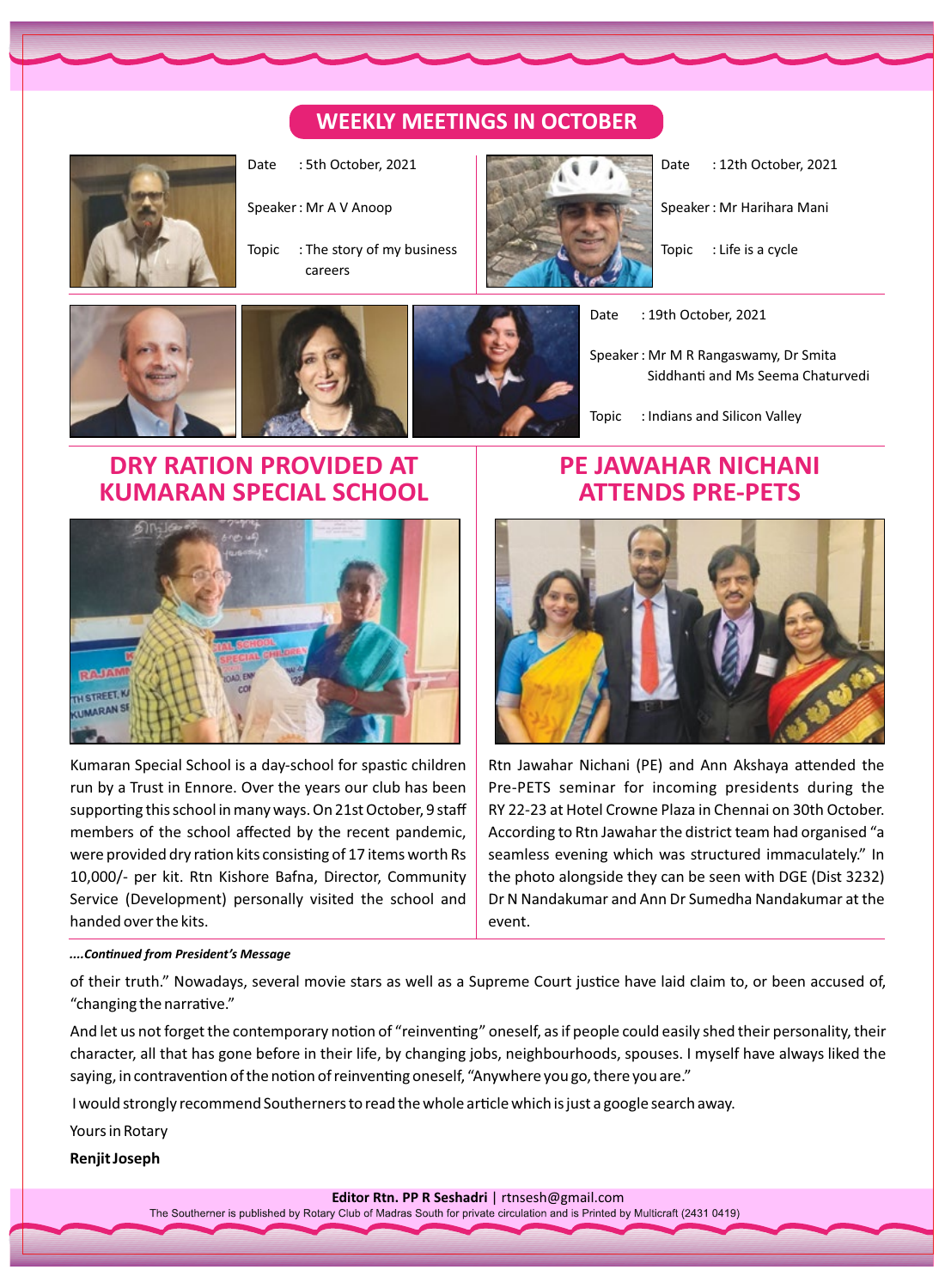## WEEKLY MEETINGS IN OCTOBER

Date : 5th October, 2021

Speaker : Mr A V Anoop

Topic : The story of my business careers

Date : 12th October, 2021

Speaker : Mr Harihara Mani

Topic : Life is a cycle

Date : 19th October, 2021

Speaker : Mr M R Rangaswamy, Dr Smita Siddhanti and Ms Seema Chaturvedi

Topic : Indians and Silicon Valley

## DRY RATION PROVIDED AT KUMARAN SPECIAL SCHOOL

Kumaran Special School is a day-school for spastic children run by a Trust in Ennore. Over the years our club has been supporting this school in many ways. On 21st October, 9 staff members of the school affected by the recent pandemic, were provided dry ration kits consisting of 17 items worth Rs 10,000/- per kit. Rtn Kishore Bafna, Director, Community Service (Development) personally visited the school and handed over the kits.

## PE JAWAHAR NICHANI ATTENDS PRE-PETS

Rtn Jawahar Nichani (PE) and Ann Akshaya attended the Pre-PETS seminar for incoming presidents during the RY 22-23 at Hotel Crowne Plaza in Chennai on 30th October. According to Rtn Jawahar the district team had organised "a seamless evening which was structured immaculately." In the photo alongside they can be seen with DGE (Dist 3232) Dr N Nandakumar and Ann Dr Sumedha Nandakumar at the event.

***....Continued from President's Message***

of their truth." Nowadays, several movie stars as well as a Supreme Court justice have laid claim to, or been accused of, "changing the narrative."

And let us not forget the contemporary notion of "reinventing" oneself, as if people could easily shed their personality, their character, all that has gone before in their life, by changing jobs, neighbourhoods, spouses. I myself have always liked the saying, in contravention of the notion of reinventing oneself, "Anywhere you go, there you are."

I would strongly recommend Southerners to read the whole article which is just a google search away.

Yours in Rotary

**Renjit Joseph**

**Editor Rtn. PP R Seshadri** | rtnsesh@gmail.com

The Southerner is published by Rotary Club of Madras South for private circulation and is Printed by Multicraft (2431 0419)